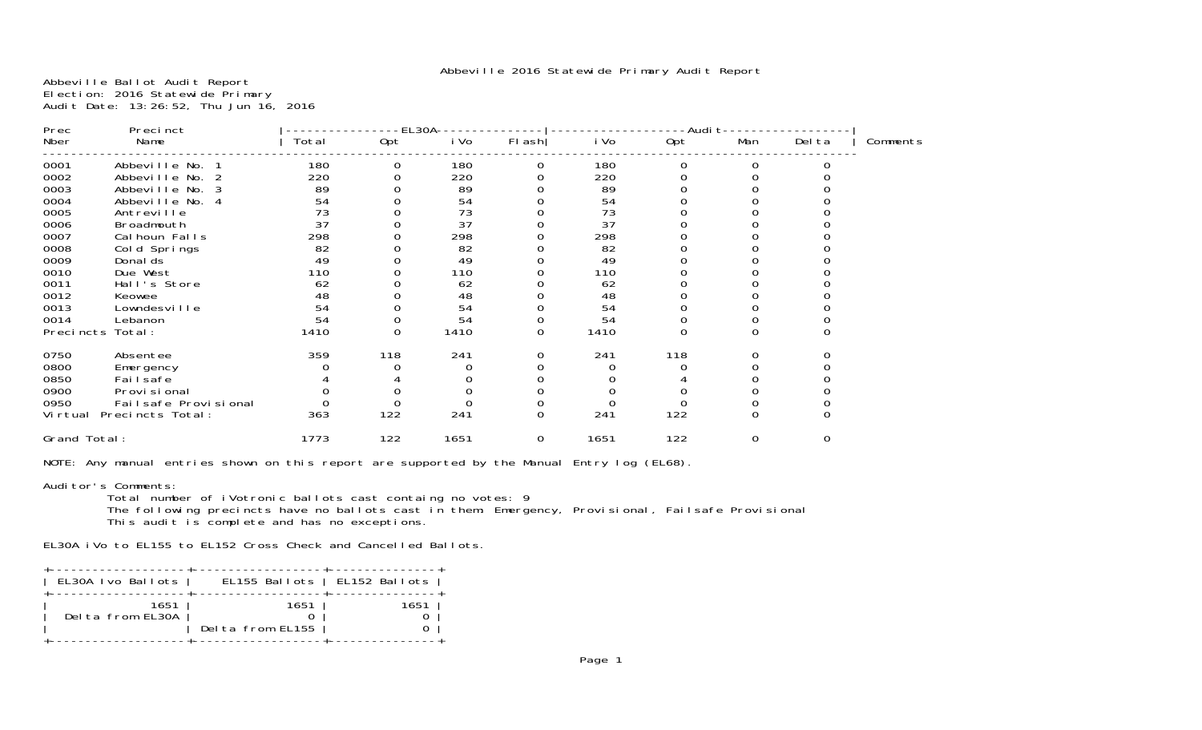Abbeville 2016 Statewide Primary Audit Report

Abbeville Ballot Audit Report
Election: 2016 Statewide Primary
Audit Date: 13:26:52, Thu Jun 16, 2016

| Prec Nber | Precinct Name | EL30A Total | EL30A Opt | EL30A iVo | EL30A Flash | Audit iVo | Audit Opt | Audit Man | Audit Delta | Comments |
|---|---|---|---|---|---|---|---|---|---|---|
| 0001 | Abbeville No. 1 | 180 | 0 | 180 | 0 | 180 | 0 | 0 | 0 | |
| 0002 | Abbeville No. 2 | 220 | 0 | 220 | 0 | 220 | 0 | 0 | 0 | |
| 0003 | Abbeville No. 3 | 89 | 0 | 89 | 0 | 89 | 0 | 0 | 0 | |
| 0004 | Abbeville No. 4 | 54 | 0 | 54 | 0 | 54 | 0 | 0 | 0 | |
| 0005 | Antreville | 73 | 0 | 73 | 0 | 73 | 0 | 0 | 0 | |
| 0006 | Broadmouth | 37 | 0 | 37 | 0 | 37 | 0 | 0 | 0 | |
| 0007 | Calhoun Falls | 298 | 0 | 298 | 0 | 298 | 0 | 0 | 0 | |
| 0008 | Cold Springs | 82 | 0 | 82 | 0 | 82 | 0 | 0 | 0 | |
| 0009 | Donalds | 49 | 0 | 49 | 0 | 49 | 0 | 0 | 0 | |
| 0010 | Due West | 110 | 0 | 110 | 0 | 110 | 0 | 0 | 0 | |
| 0011 | Hall's Store | 62 | 0 | 62 | 0 | 62 | 0 | 0 | 0 | |
| 0012 | Keowee | 48 | 0 | 48 | 0 | 48 | 0 | 0 | 0 | |
| 0013 | Lowndesville | 54 | 0 | 54 | 0 | 54 | 0 | 0 | 0 | |
| 0014 | Lebanon | 54 | 0 | 54 | 0 | 54 | 0 | 0 | 0 | |
| Precincts Total: | | 1410 | 0 | 1410 | 0 | 1410 | 0 | 0 | 0 | |
| 0750 | Absentee | 359 | 118 | 241 | 0 | 241 | 118 | 0 | 0 | |
| 0800 | Emergency | 0 | 0 | 0 | 0 | 0 | 0 | 0 | 0 | |
| 0850 | Failsafe | 4 | 4 | 0 | 0 | 0 | 4 | 0 | 0 | |
| 0900 | Provisional | 0 | 0 | 0 | 0 | 0 | 0 | 0 | 0 | |
| 0950 | Failsafe Provisional | 0 | 0 | 0 | 0 | 0 | 0 | 0 | 0 | |
| Virtual Precincts Total: | | 363 | 122 | 241 | 0 | 241 | 122 | 0 | 0 | |
| Grand Total: | | 1773 | 122 | 1651 | 0 | 1651 | 122 | 0 | 0 | |

NOTE: Any manual entries shown on this report are supported by the Manual Entry log (EL68).

Auditor's Comments:

Total number of iVotronic ballots cast containg no votes: 9
The following precincts have no ballots cast in them: Emergency, Provisional, Failsafe Provisional
This audit is complete and has no exceptions.

EL30A iVo to EL155 to EL152 Cross Check and Cancelled Ballots.

| EL30A Ivo Ballots | EL155 Ballots | EL152 Ballots |
|---|---|---|
| 1651 | 1651 | 1651 |
| Delta from EL30A | 0 | 0 |
| | Delta from EL155 | 0 |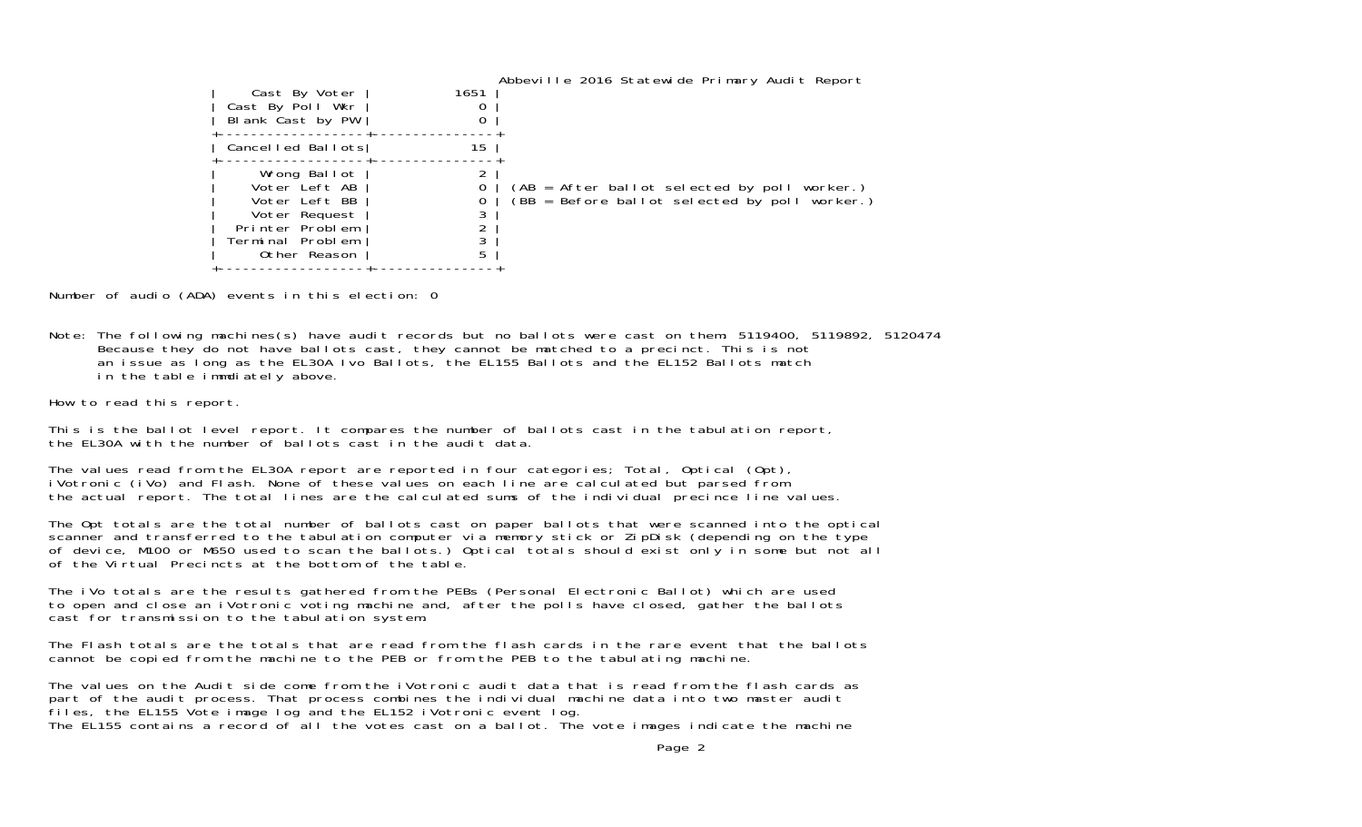Abbeville 2016 Statewide Primary Audit Report

| | |
|---|---|
| Cast By Voter | 1651 |
| Cast By Poll Wkr | 0 |
| Blank Cast by PW | 0 |
| Cancelled Ballots | 15 |
| Wrong Ballot | 2 |
| Voter Left AB | 0 |
| Voter Left BB | 0 |
| Voter Request | 3 |
| Printer Problem | 2 |
| Terminal Problem | 3 |
| Other Reason | 5 |

(AB = After ballot selected by poll worker.)
(BB = Before ballot selected by poll worker.)

Number of audio (ADA) events in this election: 0

Note: The following machines(s) have audit records but no ballots were cast on them: 5119400, 5119892, 5120474
Because they do not have ballots cast, they cannot be matched to a precinct. This is not an issue as long as the EL30A Ivo Ballots, the EL155 Ballots and the EL152 Ballots match in the table immdiately above.

How to read this report.

This is the ballot level report. It compares the number of ballots cast in the tabulation report, the EL30A with the number of ballots cast in the audit data.

The values read from the EL30A report are reported in four categories; Total, Optical (Opt), iVotronic (iVo) and Flash. None of these values on each line are calculated but parsed from the actual report. The total lines are the calculated sums of the individual precince line values.

The Opt totals are the total number of ballots cast on paper ballots that were scanned into the optical scanner and transferred to the tabulation computer via memory stick or ZipDisk (depending on the type of device, M100 or M650 used to scan the ballots.) Optical totals should exist only in some but not all of the Virtual Precincts at the bottom of the table.

The iVo totals are the results gathered from the PEBs (Personal Electronic Ballot) which are used to open and close an iVotronic voting machine and, after the polls have closed, gather the ballots cast for transmission to the tabulation system.

The Flash totals are the totals that are read from the flash cards in the rare event that the ballots cannot be copied from the machine to the PEB or from the PEB to the tabulating machine.

The values on the Audit side come from the iVotronic audit data that is read from the flash cards as part of the audit process. That process combines the individual machine data into two master audit files, the EL155 Vote image log and the EL152 iVotronic event log.
The EL155 contains a record of all the votes cast on a ballot. The vote images indicate the machine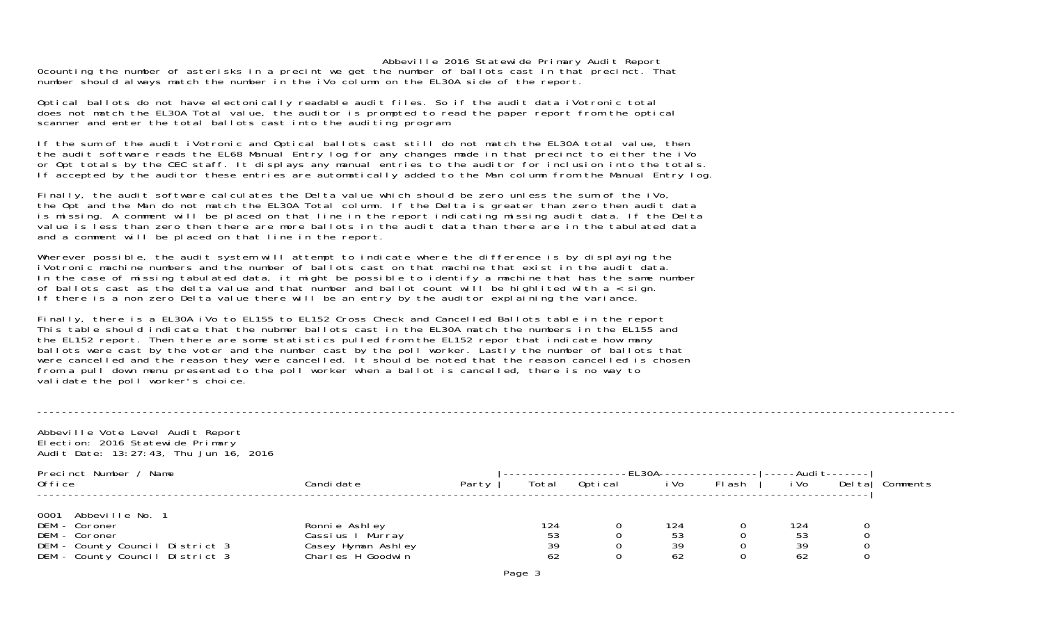# Abbeville 2016 Statewide Primary Audit Report

0counting the number of asterisks in a precint we get the number of ballots cast in that precinct. That number should always match the number in the iVo column on the EL30A side of the report.

Optical ballots do not have electonically readable audit files. So if the audit data iVotronic total does not match the EL30A Total value, the auditor is prompted to read the paper report from the optical scanner and enter the total ballots cast into the auditing program.

If the sum of the audit iVotronic and Optical ballots cast still do not match the EL30A total value, then the audit software reads the EL68 Manual Entry log for any changes made in that precinct to either the iVo or Opt totals by the CEC staff. It displays any manual entries to the auditor for inclusion into the totals. If accepted by the auditor these entries are automatically added to the Man column from the Manual Entry log.

Finally, the audit software calculates the Delta value which should be zero unless the sum of the iVo, the Opt and the Man do not match the EL30A Total column. If the Delta is greater than zero then audit data is missing. A comment will be placed on that line in the report indicating missing audit data. If the Delta value is less than zero then there are more ballots in the audit data than there are in the tabulated data and a comment will be placed on that line in the report.

Wherever possible, the audit system will attempt to indicate where the difference is by displaying the iVotronic machine numbers and the number of ballots cast on that machine that exist in the audit data. In the case of missing tabulated data, it might be possible to identify a machine that has the same number of ballots cast as the delta value and that number and ballot count will be highlited with a < sign. If there is a non zero Delta value there will be an entry by the auditor explaining the variance.

Finally, there is a EL30A iVo to EL155 to EL152 Cross Check and Cancelled Ballots table in the report This table should indicate that the nubmer ballots cast in the EL30A match the numbers in the EL155 and the EL152 report. Then there are some statistics pulled from the EL152 repor that indicate how many ballots were cast by the voter and the number cast by the poll worker. Lastly the number of ballots that were cancelled and the reason they were cancelled. It should be noted that the reason cancelled is chosen from a pull down menu presented to the poll worker when a ballot is cancelled, there is no way to validate the poll worker's choice.

---

Abbeville Vote Level Audit Report
Election: 2016 Statewide Primary
Audit Date: 13:27:43, Thu Jun 16, 2016

| Precinct Number / Name<br>Office | Candidate | Party | EL30A<br>Total | <br>Optical | <br>iVo | <br>Flash | Audit<br>iVo | <br>Delta | Comments |
|---|---|---|---|---|---|---|---|---|---|
| 0001 Abbeville No. 1 | | | | | | | | | |
| DEM - Coroner | Ronnie Ashley | | 124 | 0 | 124 | 0 | 124 | 0 | |
| DEM - Coroner | Cassius I Murray | | 53 | 0 | 53 | 0 | 53 | 0 | |
| DEM - County Council District 3 | Casey Hyman Ashley | | 39 | 0 | 39 | 0 | 39 | 0 | |
| DEM - County Council District 3 | Charles H Goodwin | | 62 | 0 | 62 | 0 | 62 | 0 | |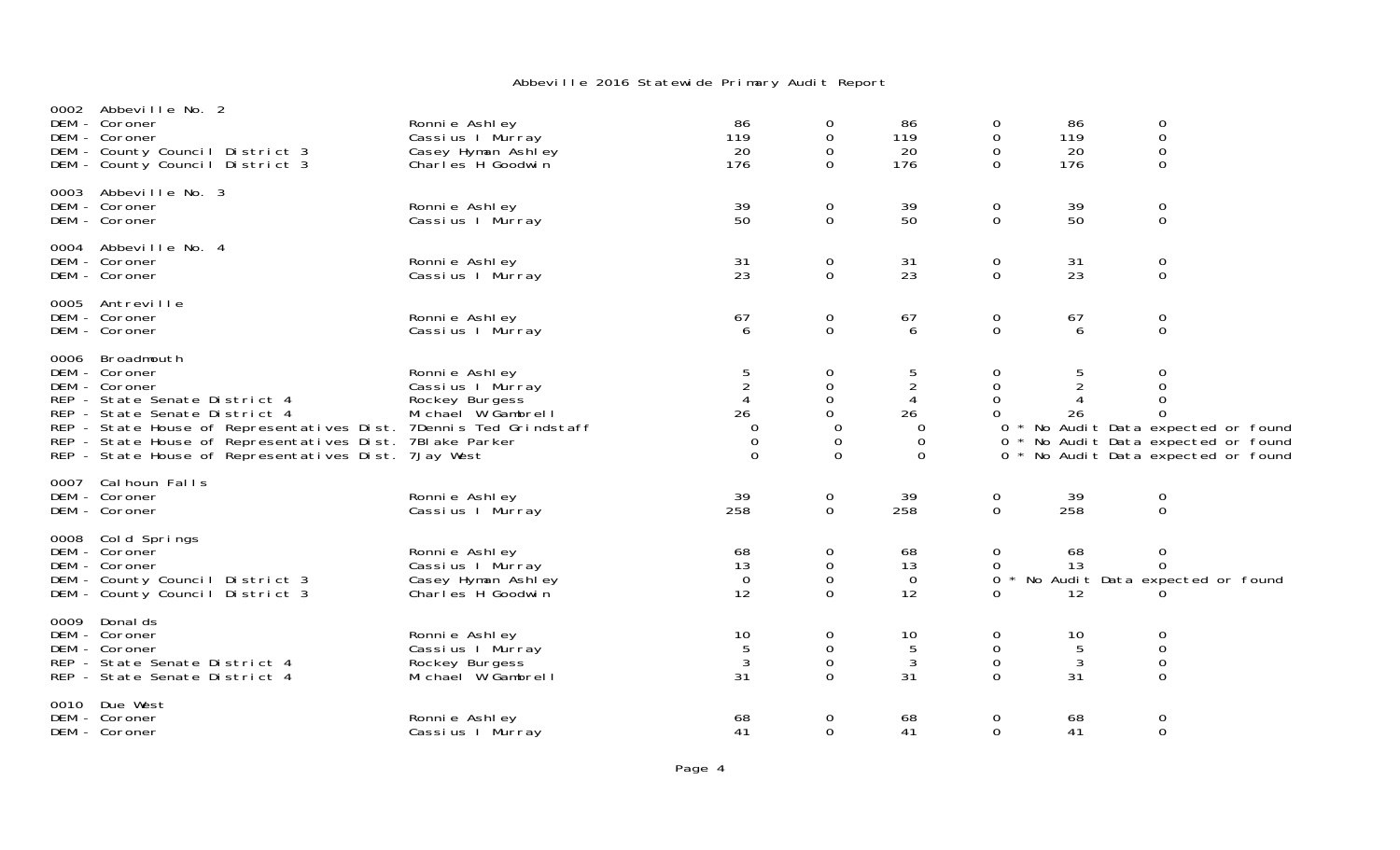# Abbeville 2016 Statewide Primary Audit Report

| Precinct / Contest | Candidate | | | | | | |
|---|---|---|---|---|---|---|---|
| **0002 Abbeville No. 2** | | | | | | | |
| DEM - Coroner | Ronnie Ashley | 86 | 0 | 86 | 0 | 86 | 0 |
| DEM - Coroner | Cassius I Murray | 119 | 0 | 119 | 0 | 119 | 0 |
| DEM - County Council District 3 | Casey Hyman Ashley | 20 | 0 | 20 | 0 | 20 | 0 |
| DEM - County Council District 3 | Charles H Goodwin | 176 | 0 | 176 | 0 | 176 | 0 |
| **0003 Abbeville No. 3** | | | | | | | |
| DEM - Coroner | Ronnie Ashley | 39 | 0 | 39 | 0 | 39 | 0 |
| DEM - Coroner | Cassius I Murray | 50 | 0 | 50 | 0 | 50 | 0 |
| **0004 Abbeville No. 4** | | | | | | | |
| DEM - Coroner | Ronnie Ashley | 31 | 0 | 31 | 0 | 31 | 0 |
| DEM - Coroner | Cassius I Murray | 23 | 0 | 23 | 0 | 23 | 0 |
| **0005 Antreville** | | | | | | | |
| DEM - Coroner | Ronnie Ashley | 67 | 0 | 67 | 0 | 67 | 0 |
| DEM - Coroner | Cassius I Murray | 6 | 0 | 6 | 0 | 6 | 0 |
| **0006 Broadmouth** | | | | | | | |
| DEM - Coroner | Ronnie Ashley | 5 | 0 | 5 | 0 | 5 | 0 |
| DEM - Coroner | Cassius I Murray | 2 | 0 | 2 | 0 | 2 | 0 |
| REP - State Senate District 4 | Rockey Burgess | 4 | 0 | 4 | 0 | 4 | 0 |
| REP - State Senate District 4 | Michael W Gambrell | 26 | 0 | 26 | 0 | 26 | 0 |
| REP - State House of Representatives Dist. 7 | Dennis Ted Grindstaff | 0 | 0 | 0 | 0 * No Audit Data expected or found | | |
| REP - State House of Representatives Dist. 7 | Blake Parker | 0 | 0 | 0 | 0 * No Audit Data expected or found | | |
| REP - State House of Representatives Dist. 7 | Jay West | 0 | 0 | 0 | 0 * No Audit Data expected or found | | |
| **0007 Calhoun Falls** | | | | | | | |
| DEM - Coroner | Ronnie Ashley | 39 | 0 | 39 | 0 | 39 | 0 |
| DEM - Coroner | Cassius I Murray | 258 | 0 | 258 | 0 | 258 | 0 |
| **0008 Cold Springs** | | | | | | | |
| DEM - Coroner | Ronnie Ashley | 68 | 0 | 68 | 0 | 68 | 0 |
| DEM - Coroner | Cassius I Murray | 13 | 0 | 13 | 0 | 13 | 0 |
| DEM - County Council District 3 | Casey Hyman Ashley | 0 | 0 | 0 | 0 * No Audit Data expected or found | | |
| DEM - County Council District 3 | Charles H Goodwin | 12 | 0 | 12 | 0 | 12 | 0 |
| **0009 Donalds** | | | | | | | |
| DEM - Coroner | Ronnie Ashley | 10 | 0 | 10 | 0 | 10 | 0 |
| DEM - Coroner | Cassius I Murray | 5 | 0 | 5 | 0 | 5 | 0 |
| REP - State Senate District 4 | Rockey Burgess | 3 | 0 | 3 | 0 | 3 | 0 |
| REP - State Senate District 4 | Michael W Gambrell | 31 | 0 | 31 | 0 | 31 | 0 |
| **0010 Due West** | | | | | | | |
| DEM - Coroner | Ronnie Ashley | 68 | 0 | 68 | 0 | 68 | 0 |
| DEM - Coroner | Cassius I Murray | 41 | 0 | 41 | 0 | 41 | 0 |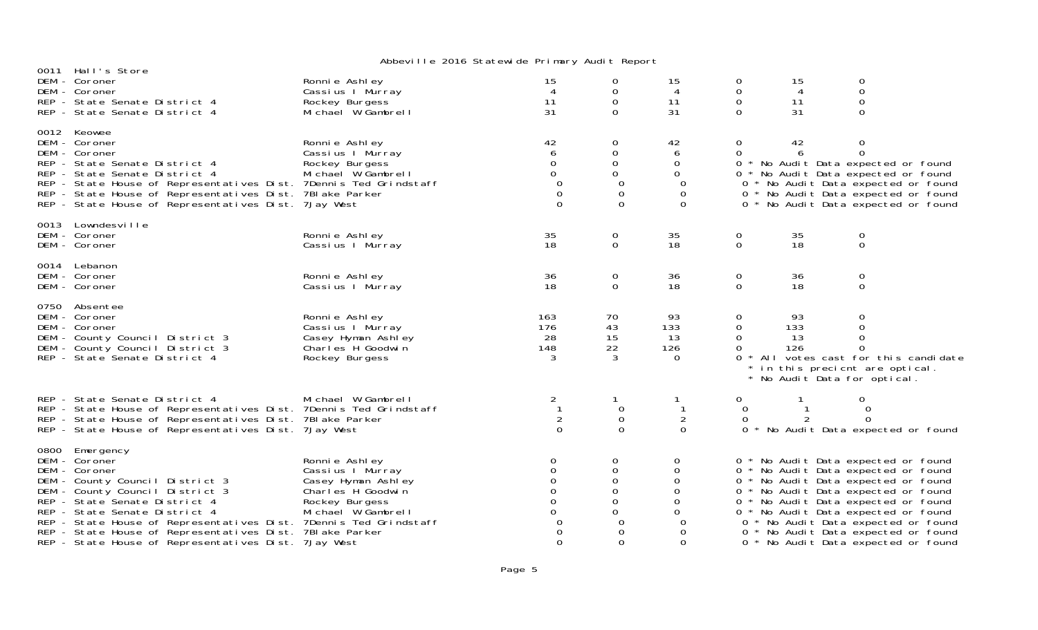# Abbeville 2016 Statewide Primary Audit Report

## 0011 Hall's Store

| Contest | Candidate | | | | | | |
|---|---|---|---|---|---|---|---|
| DEM - Coroner | Ronnie Ashley | 15 | 0 | 15 | 0 | 15 | 0 |
| DEM - Coroner | Cassius I Murray | 4 | 0 | 4 | 0 | 4 | 0 |
| REP - State Senate District 4 | Rockey Burgess | 11 | 0 | 11 | 0 | 11 | 0 |
| REP - State Senate District 4 | Michael W Gambrell | 31 | 0 | 31 | 0 | 31 | 0 |

## 0012 Keowee

| Contest | Candidate | | | | | | |
|---|---|---|---|---|---|---|---|
| DEM - Coroner | Ronnie Ashley | 42 | 0 | 42 | 0 | 42 | 0 |
| DEM - Coroner | Cassius I Murray | 6 | 0 | 6 | 0 | 6 | 0 |
| REP - State Senate District 4 | Rockey Burgess | 0 | 0 | 0 | 0 * No Audit Data expected or found | | |
| REP - State Senate District 4 | Michael W Gambrell | 0 | 0 | 0 | 0 * No Audit Data expected or found | | |
| REP - State House of Representatives Dist. 7 | Dennis Ted Grindstaff | 0 | 0 | 0 | 0 * No Audit Data expected or found | | |
| REP - State House of Representatives Dist. 7 | Blake Parker | 0 | 0 | 0 | 0 * No Audit Data expected or found | | |
| REP - State House of Representatives Dist. 7 | Jay West | 0 | 0 | 0 | 0 * No Audit Data expected or found | | |

## 0013 Lowndesville

| Contest | Candidate | | | | | | |
|---|---|---|---|---|---|---|---|
| DEM - Coroner | Ronnie Ashley | 35 | 0 | 35 | 0 | 35 | 0 |
| DEM - Coroner | Cassius I Murray | 18 | 0 | 18 | 0 | 18 | 0 |

## 0014 Lebanon

| Contest | Candidate | | | | | | |
|---|---|---|---|---|---|---|---|
| DEM - Coroner | Ronnie Ashley | 36 | 0 | 36 | 0 | 36 | 0 |
| DEM - Coroner | Cassius I Murray | 18 | 0 | 18 | 0 | 18 | 0 |

## 0750 Absentee

| Contest | Candidate | | | | | | |
|---|---|---|---|---|---|---|---|
| DEM - Coroner | Ronnie Ashley | 163 | 70 | 93 | 0 | 93 | 0 |
| DEM - Coroner | Cassius I Murray | 176 | 43 | 133 | 0 | 133 | 0 |
| DEM - County Council District 3 | Casey Hyman Ashley | 28 | 15 | 13 | 0 | 13 | 0 |
| DEM - County Council District 3 | Charles H Goodwin | 148 | 22 | 126 | 0 | 126 | 0 |
| REP - State Senate District 4 | Rockey Burgess | 3 | 3 | 0 | 0 * All votes cast for this candidate * in this precicnt are optical. * No Audit Data for optical. | | |
| REP - State Senate District 4 | Michael W Gambrell | 2 | 1 | 1 | 0 | 1 | 0 |
| REP - State House of Representatives Dist. 7 | Dennis Ted Grindstaff | 1 | 0 | 1 | 0 | 1 | 0 |
| REP - State House of Representatives Dist. 7 | Blake Parker | 2 | 0 | 2 | 0 | 2 | 0 |
| REP - State House of Representatives Dist. 7 | Jay West | 0 | 0 | 0 | 0 * No Audit Data expected or found | | |

## 0800 Emergency

| Contest | Candidate | | | | | | |
|---|---|---|---|---|---|---|---|
| DEM - Coroner | Ronnie Ashley | 0 | 0 | 0 | 0 * No Audit Data expected or found | | |
| DEM - Coroner | Cassius I Murray | 0 | 0 | 0 | 0 * No Audit Data expected or found | | |
| DEM - County Council District 3 | Casey Hyman Ashley | 0 | 0 | 0 | 0 * No Audit Data expected or found | | |
| DEM - County Council District 3 | Charles H Goodwin | 0 | 0 | 0 | 0 * No Audit Data expected or found | | |
| REP - State Senate District 4 | Rockey Burgess | 0 | 0 | 0 | 0 * No Audit Data expected or found | | |
| REP - State Senate District 4 | Michael W Gambrell | 0 | 0 | 0 | 0 * No Audit Data expected or found | | |
| REP - State House of Representatives Dist. 7 | Dennis Ted Grindstaff | 0 | 0 | 0 | 0 * No Audit Data expected or found | | |
| REP - State House of Representatives Dist. 7 | Blake Parker | 0 | 0 | 0 | 0 * No Audit Data expected or found | | |
| REP - State House of Representatives Dist. 7 | Jay West | 0 | 0 | 0 | 0 * No Audit Data expected or found | | |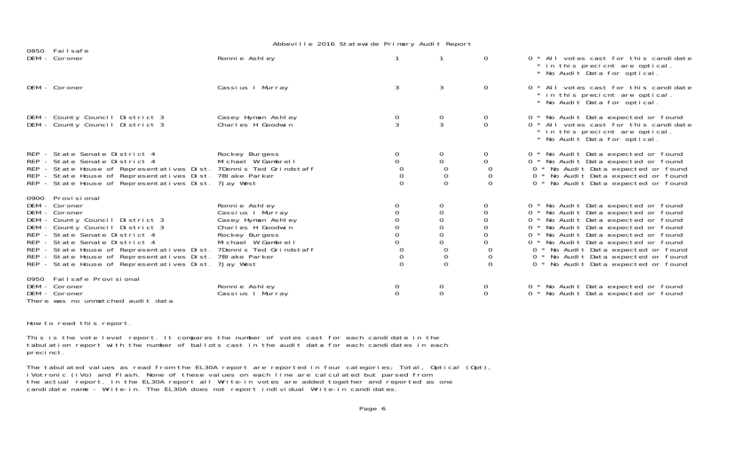Abbeville 2016 Statewide Primary Audit Report

| Precinct / Contest | Candidate | | | | |
|---|---|---|---|---|---|
| **0850 Failsafe** | | | | | |
| DEM - Coroner | Ronnie Ashley | 1 | 1 | 0 | 0 * All votes cast for this candidate * in this precicnt are optical. * No Audit Data for optical. |
| DEM - Coroner | Cassius I Murray | 3 | 3 | 0 | 0 * All votes cast for this candidate * in this precicnt are optical. * No Audit Data for optical. |
| DEM - County Council District 3 | Casey Hyman Ashley | 0 | 0 | 0 | 0 * No Audit Data expected or found |
| DEM - County Council District 3 | Charles H Goodwin | 3 | 3 | 0 | 0 * All votes cast for this candidate * in this precicnt are optical. * No Audit Data for optical. |
| REP - State Senate District 4 | Rockey Burgess | 0 | 0 | 0 | 0 * No Audit Data expected or found |
| REP - State Senate District 4 | Michael W Gambrell | 0 | 0 | 0 | 0 * No Audit Data expected or found |
| REP - State House of Representatives Dist. 7 | Dennis Ted Grindstaff | 0 | 0 | 0 | 0 * No Audit Data expected or found |
| REP - State House of Representatives Dist. 7 | Blake Parker | 0 | 0 | 0 | 0 * No Audit Data expected or found |
| REP - State House of Representatives Dist. 7 | Jay West | 0 | 0 | 0 | 0 * No Audit Data expected or found |
| **0900 Provisional** | | | | | |
| DEM - Coroner | Ronnie Ashley | 0 | 0 | 0 | 0 * No Audit Data expected or found |
| DEM - Coroner | Cassius I Murray | 0 | 0 | 0 | 0 * No Audit Data expected or found |
| DEM - County Council District 3 | Casey Hyman Ashley | 0 | 0 | 0 | 0 * No Audit Data expected or found |
| DEM - County Council District 3 | Charles H Goodwin | 0 | 0 | 0 | 0 * No Audit Data expected or found |
| REP - State Senate District 4 | Rockey Burgess | 0 | 0 | 0 | 0 * No Audit Data expected or found |
| REP - State Senate District 4 | Michael W Gambrell | 0 | 0 | 0 | 0 * No Audit Data expected or found |
| REP - State House of Representatives Dist. 7 | Dennis Ted Grindstaff | 0 | 0 | 0 | 0 * No Audit Data expected or found |
| REP - State House of Representatives Dist. 7 | Blake Parker | 0 | 0 | 0 | 0 * No Audit Data expected or found |
| REP - State House of Representatives Dist. 7 | Jay West | 0 | 0 | 0 | 0 * No Audit Data expected or found |
| **0950 Failsafe Provisional** | | | | | |
| DEM - Coroner | Ronnie Ashley | 0 | 0 | 0 | 0 * No Audit Data expected or found |
| DEM - Coroner | Cassius I Murray | 0 | 0 | 0 | 0 * No Audit Data expected or found |

There was no unmatched audit data

How to read this report.

This is the vote level report. It compares the number of votes cast for each candidate in the tabulation report with the number of ballots cast in the audit data for each candidates in each precinct.

The tabulated values as read from the EL30A report are reported in four categories; Total, Optical (Opt), iVotronic (iVo) and Flash. None of these values on each line are calculated but parsed from the actual report. In the EL30A report all Write-in votes are added together and reported as one candidate name - Write-in. The EL30A does not report individual Write-in candidates.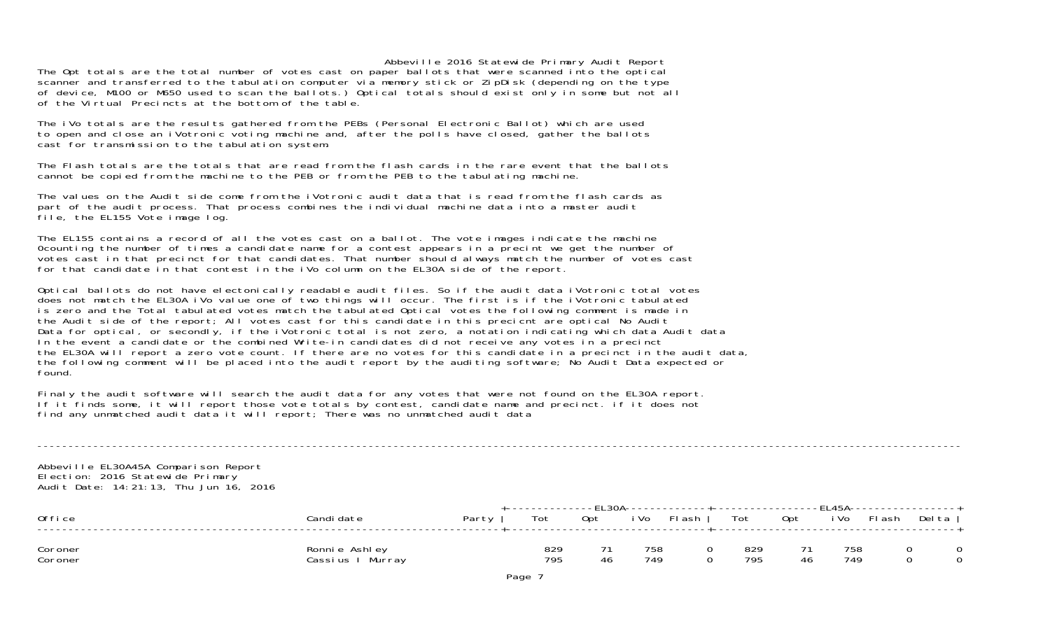Abbeville 2016 Statewide Primary Audit Report

The Opt totals are the total number of votes cast on paper ballots that were scanned into the optical scanner and transferred to the tabulation computer via memory stick or ZipDisk (depending on the type of device, M100 or M650 used to scan the ballots.) Optical totals should exist only in some but not all of the Virtual Precincts at the bottom of the table.

The iVo totals are the results gathered from the PEBs (Personal Electronic Ballot) which are used to open and close an iVotronic voting machine and, after the polls have closed, gather the ballots cast for transmission to the tabulation system.

The Flash totals are the totals that are read from the flash cards in the rare event that the ballots cannot be copied from the machine to the PEB or from the PEB to the tabulating machine.

The values on the Audit side come from the iVotronic audit data that is read from the flash cards as part of the audit process. That process combines the individual machine data into a master audit file, the EL155 Vote image log.

The EL155 contains a record of all the votes cast on a ballot. The vote images indicate the machine 0counting the number of times a candidate name for a contest appears in a precint we get the number of votes cast in that precinct for that candidates. That number should always match the number of votes cast for that candidate in that contest in the iVo column on the EL30A side of the report.

Optical ballots do not have electonically readable audit files. So if the audit data iVotronic total votes does not match the EL30A iVo value one of two things will occur. The first is if the iVotronic tabulated is zero and the Total tabulated votes match the tabulated Optical votes the following comment is made in the Audit side of the report; All votes cast for this candidate in this precicnt are optical No Audit Data for optical, or secondly, if the iVotronic total is not zero, a notation indicating which data Audit data In the event a candidate or the combined Write-in candidates did not receive any votes in a precinct the EL30A will report a zero vote count. If there are no votes for this candidate in a precinct in the audit data, the following comment will be placed into the audit report by the auditing software; No Audit Data expected or found.

Finaly the audit software will search the audit data for any votes that were not found on the EL30A report. If it finds some, it will report those vote totals by contest, candidate name and precinct. if it does not find any unmatched audit data it will report; There was no unmatched audit data

---

Abbeville EL30A45A Comparison Report
Election: 2016 Statewide Primary
Audit Date: 14:21:13, Thu Jun 16, 2016

| Office | Candidate | Party | EL30A | | | | EL45A | | | | |
|---|---|---|---|---|---|---|---|---|---|---|---|
| | | | Tot | Opt | iVo | Flash | Tot | Opt | iVo | Flash | Delta |
| Coroner | Ronnie Ashley | | 829 | 71 | 758 | 0 | 829 | 71 | 758 | 0 | 0 |
| Coroner | Cassius I Murray | | 795 | 46 | 749 | 0 | 795 | 46 | 749 | 0 | 0 |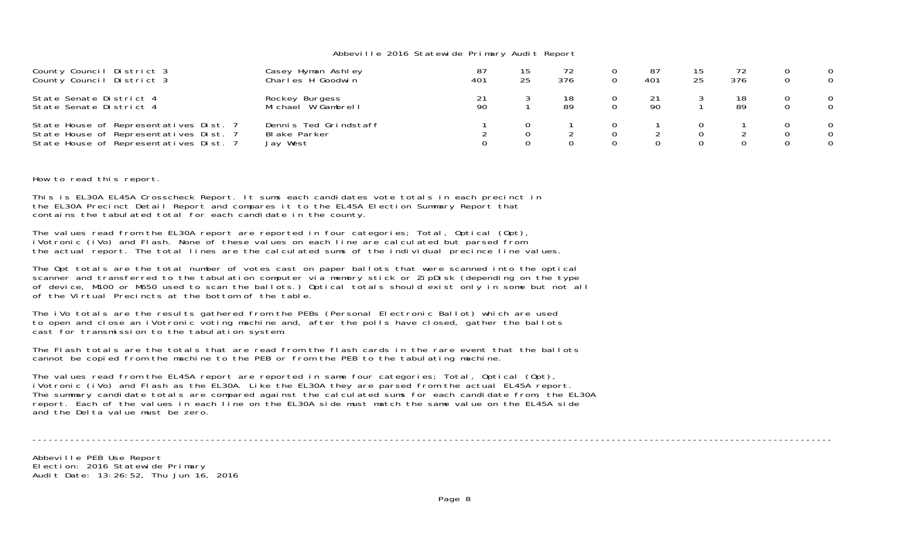Abbeville 2016 Statewide Primary Audit Report

| | | | | | | | | | | |
|---|---|---|---|---|---|---|---|---|---|---|
| County Council District 3 | Casey Hyman Ashley | 87 | 15 | 72 | 0 | 87 | 15 | 72 | 0 | 0 |
| County Council District 3 | Charles H Goodwin | 401 | 25 | 376 | 0 | 401 | 25 | 376 | 0 | 0 |
| State Senate District 4 | Rockey Burgess | 21 | 3 | 18 | 0 | 21 | 3 | 18 | 0 | 0 |
| State Senate District 4 | Michael W Gambrell | 90 | 1 | 89 | 0 | 90 | 1 | 89 | 0 | 0 |
| State House of Representatives Dist. 7 | Dennis Ted Grindstaff | 1 | 0 | 1 | 0 | 1 | 0 | 1 | 0 | 0 |
| State House of Representatives Dist. 7 | Blake Parker | 2 | 0 | 2 | 0 | 2 | 0 | 2 | 0 | 0 |
| State House of Representatives Dist. 7 | Jay West | 0 | 0 | 0 | 0 | 0 | 0 | 0 | 0 | 0 |

How to read this report.

This is EL30A EL45A Crosscheck Report. It sums each candidates vote totals in each precinct in the EL30A Precinct Detail Report and compares it to the EL45A Election Summary Report that contains the tabulated total for each candidate in the county.

The values read from the EL30A report are reported in four categories; Total, Optical (Opt), iVotronic (iVo) and Flash. None of these values on each line are calculated but parsed from the actual report. The total lines are the calculated sums of the individual precince line values.

The Opt totals are the total number of votes cast on paper ballots that were scanned into the optical scanner and transferred to the tabulation computer via memory stick or ZipDisk (depending on the type of device, M100 or M650 used to scan the ballots.) Optical totals should exist only in some but not all of the Virtual Precincts at the bottom of the table.

The iVo totals are the results gathered from the PEBs (Personal Electronic Ballot) which are used to open and close an iVotronic voting machine and, after the polls have closed, gather the ballots cast for transmission to the tabulation system.

The Flash totals are the totals that are read from the flash cards in the rare event that the ballots cannot be copied from the machine to the PEB or from the PEB to the tabulating machine.

The values read from the EL45A report are reported in same four categories; Total, Optical (Opt), iVotronic (iVo) and Flash as the EL30A. Like the EL30A they are parsed from the actual EL45A report. The summary candidate totals are compared against the calculated sums for each candidate from, the EL30A report. Each of the values in each line on the EL30A side must match the same value on the EL45A side and the Delta value must be zero.

---

Abbeville PEB Use Report
Election: 2016 Statewide Primary
Audit Date: 13:26:52, Thu Jun 16, 2016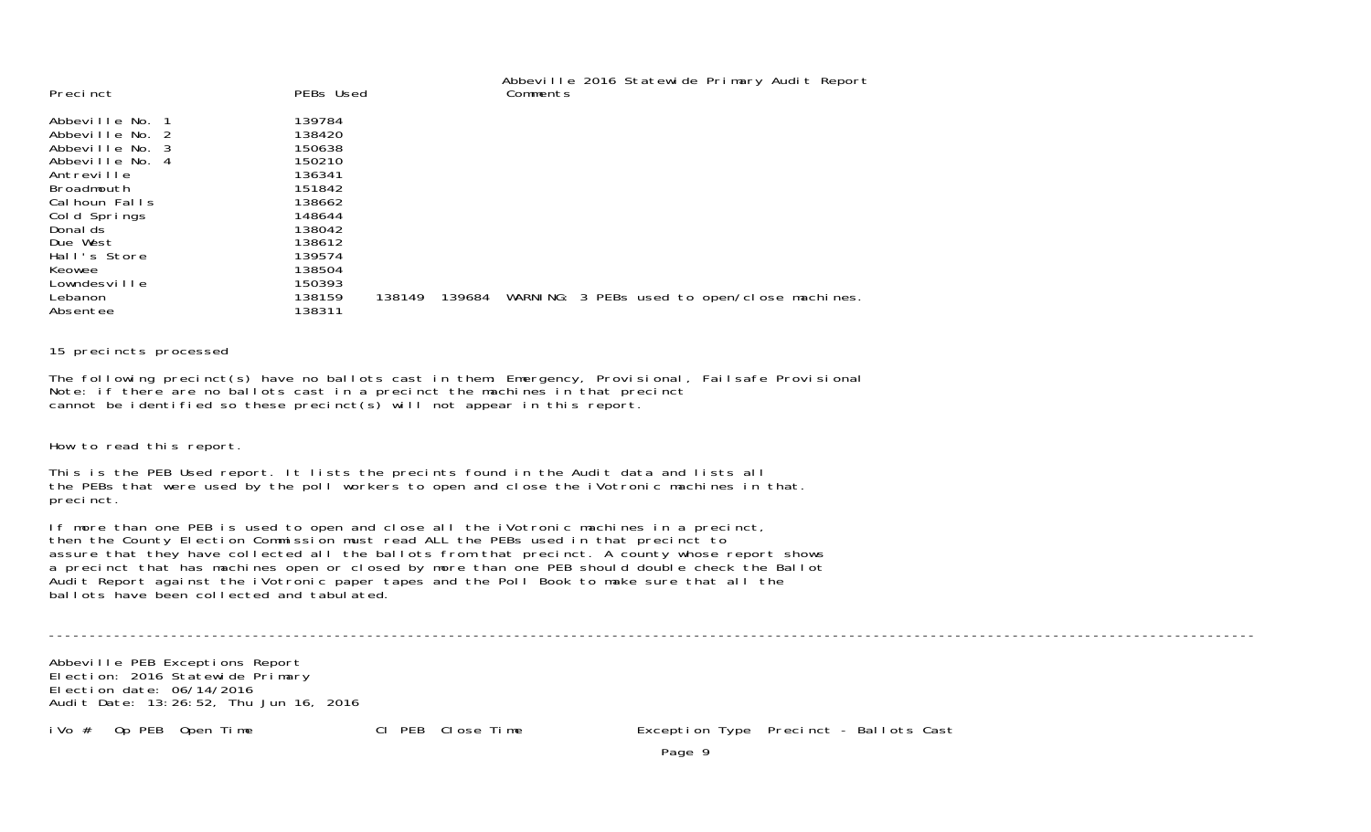# Abbeville 2016 Statewide Primary Audit Report

| Precinct | PEBs Used | | | Comments |
|---|---|---|---|---|
| Abbeville No. 1 | 139784 | | | |
| Abbeville No. 2 | 138420 | | | |
| Abbeville No. 3 | 150638 | | | |
| Abbeville No. 4 | 150210 | | | |
| Antreville | 136341 | | | |
| Broadmouth | 151842 | | | |
| Calhoun Falls | 138662 | | | |
| Cold Springs | 148644 | | | |
| Donalds | 138042 | | | |
| Due West | 138612 | | | |
| Hall's Store | 139574 | | | |
| Keowee | 138504 | | | |
| Lowndesville | 150393 | | | |
| Lebanon | 138159 | 138149 | 139684 | WARNING: 3 PEBs used to open/close machines. |
| Absentee | 138311 | | | |

15 precincts processed

The following precinct(s) have no ballots cast in them: Emergency, Provisional, Failsafe Provisional
Note: if there are no ballots cast in a precinct the machines in that precinct
cannot be identified so these precinct(s) will not appear in this report.

How to read this report.

This is the PEB Used report. It lists the precints found in the Audit data and lists all
the PEBs that were used by the poll workers to open and close the iVotronic machines in that.
precinct.

If more than one PEB is used to open and close all the iVotronic machines in a precinct,
then the County Election Commission must read ALL the PEBs used in that precinct to
assure that they have collected all the ballots from that precinct. A county whose report shows
a precinct that has machines open or closed by more than one PEB should double check the Ballot
Audit Report against the iVotronic paper tapes and the Poll Book to make sure that all the
ballots have been collected and tabulated.

---

Abbeville PEB Exceptions Report
Election: 2016 Statewide Primary
Election date: 06/14/2016
Audit Date: 13:26:52, Thu Jun 16, 2016

| iVo # | Op PEB | Open Time | Cl PEB | Close Time | Exception Type | Precinct - Ballots Cast |
|---|---|---|---|---|---|---|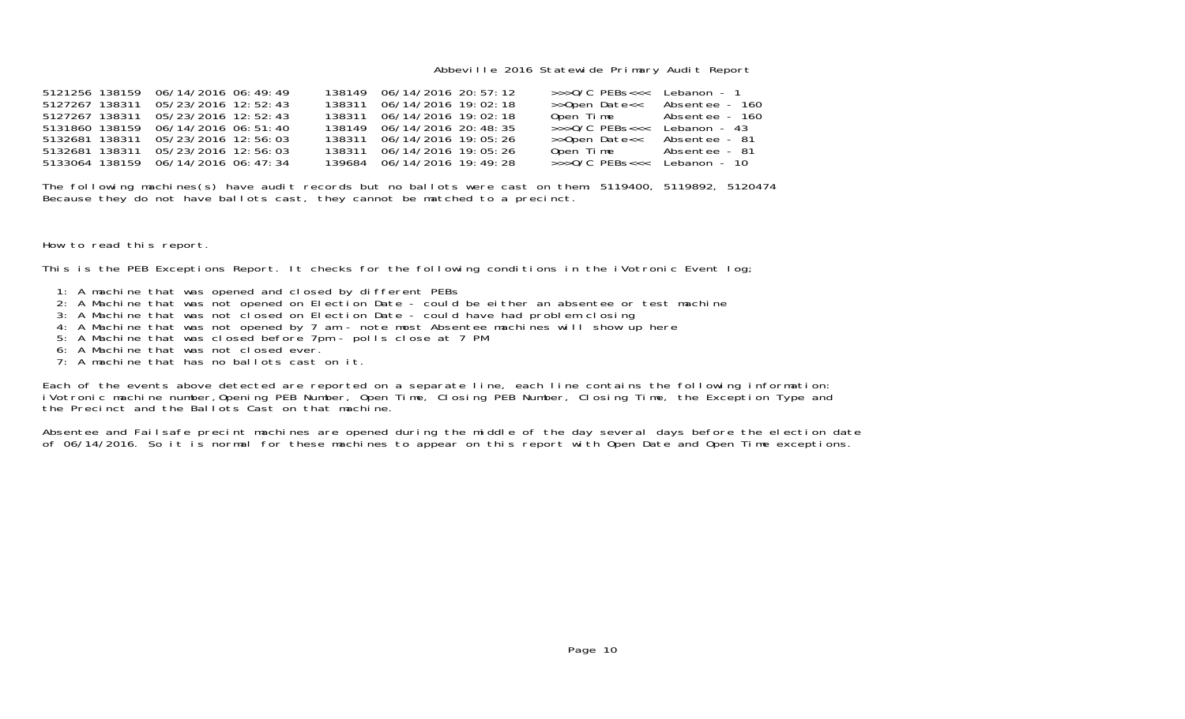Abbeville 2016 Statewide Primary Audit Report

| | | | | | | |
|---|---|---|---|---|---|---|
| 5121256 | 138159 | 06/14/2016 06:49:49 | 138149 | 06/14/2016 20:57:12 | >>>O/C PEBs<<< | Lebanon - 1 |
| 5127267 | 138311 | 05/23/2016 12:52:43 | 138311 | 06/14/2016 19:02:18 | >>Open Date<< | Absentee - 160 |
| 5127267 | 138311 | 05/23/2016 12:52:43 | 138311 | 06/14/2016 19:02:18 | Open Time | Absentee - 160 |
| 5131860 | 138159 | 06/14/2016 06:51:40 | 138149 | 06/14/2016 20:48:35 | >>>O/C PEBs<<< | Lebanon - 43 |
| 5132681 | 138311 | 05/23/2016 12:56:03 | 138311 | 06/14/2016 19:05:26 | >>Open Date<< | Absentee - 81 |
| 5132681 | 138311 | 05/23/2016 12:56:03 | 138311 | 06/14/2016 19:05:26 | Open Time | Absentee - 81 |
| 5133064 | 138159 | 06/14/2016 06:47:34 | 139684 | 06/14/2016 19:49:28 | >>>O/C PEBs<<< | Lebanon - 10 |

The following machines(s) have audit records but no ballots were cast on them: 5119400, 5119892, 5120474
Because they do not have ballots cast, they cannot be matched to a precinct.

How to read this report.

This is the PEB Exceptions Report. It checks for the following conditions in the iVotronic Event log;

1: A machine that was opened and closed by different PEBs
2: A Machine that was not opened on Election Date - could be either an absentee or test machine
3: A Machine that was not closed on Election Date - could have had problem closing
4: A Machine that was not opened by 7 am - note most Absentee machines will show up here
5: A Machine that was closed before 7pm - polls close at 7 PM
6: A Machine that was not closed ever.
7: A machine that has no ballots cast on it.

Each of the events above detected are reported on a separate line, each line contains the following information:
iVotronic machine number,Opening PEB Number, Open Time, Closing PEB Number, Closing Time, the Exception Type and the Precinct and the Ballots Cast on that machine.

Absentee and Failsafe precint machines are opened during the middle of the day several days before the election date of 06/14/2016. So it is normal for these machines to appear on this report with Open Date and Open Time exceptions.